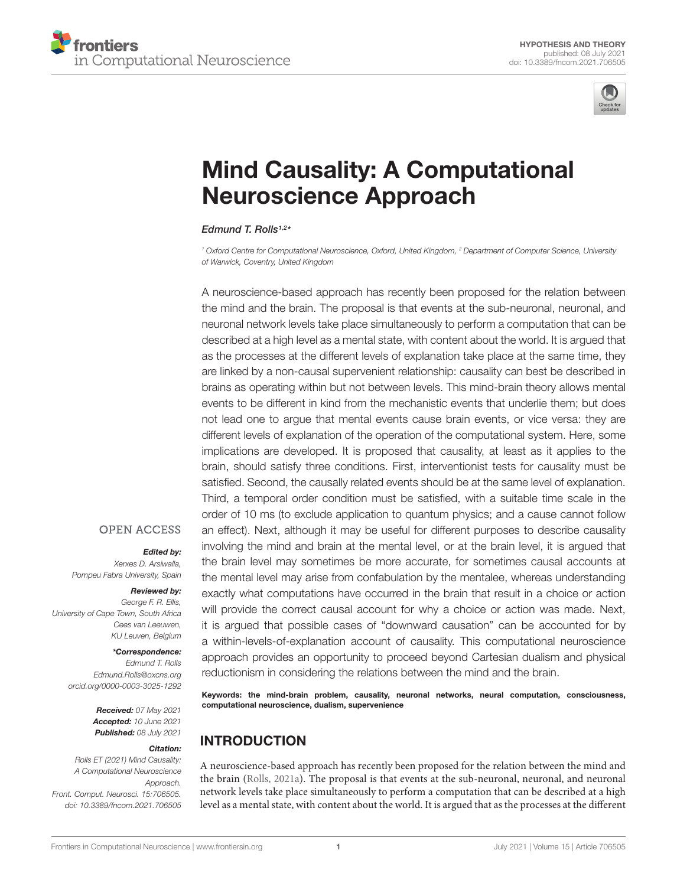HYPOTHESIS AND THEORY
published: 08 July 2021
doi: 10.3389/fncom.2021.706505

# Mind Causality: A Computational Neuroscience Approach

*Edmund T. Rolls*[1,2]*

[1] Oxford Centre for Computational Neuroscience, Oxford, United Kingdom, [2] Department of Computer Science, University of Warwick, Coventry, United Kingdom

A neuroscience-based approach has recently been proposed for the relation between the mind and the brain. The proposal is that events at the sub-neuronal, neuronal, and neuronal network levels take place simultaneously to perform a computation that can be described at a high level as a mental state, with content about the world. It is argued that as the processes at the different levels of explanation take place at the same time, they are linked by a non-causal supervenient relationship: causality can best be described in brains as operating within but not between levels. This mind-brain theory allows mental events to be different in kind from the mechanistic events that underlie them; but does not lead one to argue that mental events cause brain events, or vice versa: they are different levels of explanation of the operation of the computational system. Here, some implications are developed. It is proposed that causality, at least as it applies to the brain, should satisfy three conditions. First, interventionist tests for causality must be satisfied. Second, the causally related events should be at the same level of explanation. Third, a temporal order condition must be satisfied, with a suitable time scale in the order of 10 ms (to exclude application to quantum physics; and a cause cannot follow an effect). Next, although it may be useful for different purposes to describe causality involving the mind and brain at the mental level, or at the brain level, it is argued that the brain level may sometimes be more accurate, for sometimes causal accounts at the mental level may arise from confabulation by the mentalee, whereas understanding exactly what computations have occurred in the brain that result in a choice or action will provide the correct causal account for why a choice or action was made. Next, it is argued that possible cases of "downward causation" can be accounted for by a within-levels-of-explanation account of causality. This computational neuroscience approach provides an opportunity to proceed beyond Cartesian dualism and physical reductionism in considering the relations between the mind and the brain.

**Keywords: the mind-brain problem, causality, neuronal networks, neural computation, consciousness, computational neuroscience, dualism, supervenience**

OPEN ACCESS

***Edited by:***
*Xerxes D. Arsiwalla, Pompeu Fabra University, Spain*

***Reviewed by:***
*George F. R. Ellis, University of Cape Town, South Africa*
*Cees van Leeuwen, KU Leuven, Belgium*

***\*Correspondence:***
*Edmund T. Rolls*
*Edmund.Rolls@oxcns.org*
*orcid.org/0000-0003-3025-1292*

***Received:*** *07 May 2021*
***Accepted:*** *10 June 2021*
***Published:*** *08 July 2021*

***Citation:***
*Rolls ET (2021) Mind Causality: A Computational Neuroscience Approach. Front. Comput. Neurosci. 15:706505. doi: 10.3389/fncom.2021.706505*

## INTRODUCTION

A neuroscience-based approach has recently been proposed for the relation between the mind and the brain (Rolls, 2021a). The proposal is that events at the sub-neuronal, neuronal, and neuronal network levels take place simultaneously to perform a computation that can be described at a high level as a mental state, with content about the world. It is argued that as the processes at the different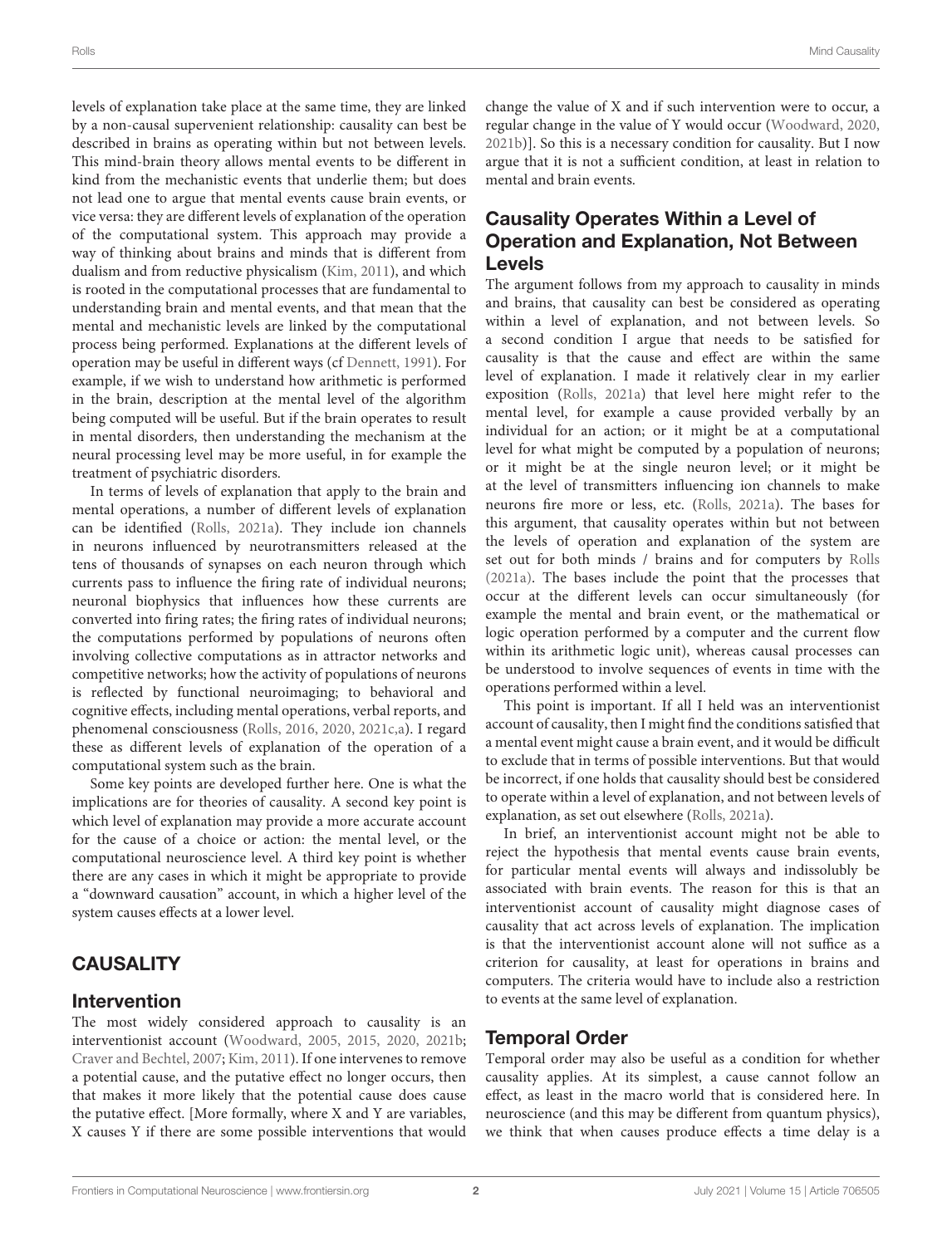levels of explanation take place at the same time, they are linked by a non-causal supervenient relationship: causality can best be described in brains as operating within but not between levels. This mind-brain theory allows mental events to be different in kind from the mechanistic events that underlie them; but does not lead one to argue that mental events cause brain events, or vice versa: they are different levels of explanation of the operation of the computational system. This approach may provide a way of thinking about brains and minds that is different from dualism and from reductive physicalism (Kim, 2011), and which is rooted in the computational processes that are fundamental to understanding brain and mental events, and that mean that the mental and mechanistic levels are linked by the computational process being performed. Explanations at the different levels of operation may be useful in different ways (cf Dennett, 1991). For example, if we wish to understand how arithmetic is performed in the brain, description at the mental level of the algorithm being computed will be useful. But if the brain operates to result in mental disorders, then understanding the mechanism at the neural processing level may be more useful, in for example the treatment of psychiatric disorders.

In terms of levels of explanation that apply to the brain and mental operations, a number of different levels of explanation can be identified (Rolls, 2021a). They include ion channels in neurons influenced by neurotransmitters released at the tens of thousands of synapses on each neuron through which currents pass to influence the firing rate of individual neurons; neuronal biophysics that influences how these currents are converted into firing rates; the firing rates of individual neurons; the computations performed by populations of neurons often involving collective computations as in attractor networks and competitive networks; how the activity of populations of neurons is reflected by functional neuroimaging; to behavioral and cognitive effects, including mental operations, verbal reports, and phenomenal consciousness (Rolls, 2016, 2020, 2021c,a). I regard these as different levels of explanation of the operation of a computational system such as the brain.

Some key points are developed further here. One is what the implications are for theories of causality. A second key point is which level of explanation may provide a more accurate account for the cause of a choice or action: the mental level, or the computational neuroscience level. A third key point is whether there are any cases in which it might be appropriate to provide a "downward causation" account, in which a higher level of the system causes effects at a lower level.

## CAUSALITY

### Intervention

The most widely considered approach to causality is an interventionist account (Woodward, 2005, 2015, 2020, 2021b; Craver and Bechtel, 2007; Kim, 2011). If one intervenes to remove a potential cause, and the putative effect no longer occurs, then that makes it more likely that the potential cause does cause the putative effect. [More formally, where X and Y are variables, X causes Y if there are some possible interventions that would change the value of X and if such intervention were to occur, a regular change in the value of Y would occur (Woodward, 2020, 2021b)]. So this is a necessary condition for causality. But I now argue that it is not a sufficient condition, at least in relation to mental and brain events.

### Causality Operates Within a Level of Operation and Explanation, Not Between Levels

The argument follows from my approach to causality in minds and brains, that causality can best be considered as operating within a level of explanation, and not between levels. So a second condition I argue that needs to be satisfied for causality is that the cause and effect are within the same level of explanation. I made it relatively clear in my earlier exposition (Rolls, 2021a) that level here might refer to the mental level, for example a cause provided verbally by an individual for an action; or it might be at a computational level for what might be computed by a population of neurons; or it might be at the single neuron level; or it might be at the level of transmitters influencing ion channels to make neurons fire more or less, etc. (Rolls, 2021a). The bases for this argument, that causality operates within but not between the levels of operation and explanation of the system are set out for both minds / brains and for computers by Rolls (2021a). The bases include the point that the processes that occur at the different levels can occur simultaneously (for example the mental and brain event, or the mathematical or logic operation performed by a computer and the current flow within its arithmetic logic unit), whereas causal processes can be understood to involve sequences of events in time with the operations performed within a level.

This point is important. If all I held was an interventionist account of causality, then I might find the conditions satisfied that a mental event might cause a brain event, and it would be difficult to exclude that in terms of possible interventions. But that would be incorrect, if one holds that causality should best be considered to operate within a level of explanation, and not between levels of explanation, as set out elsewhere (Rolls, 2021a).

In brief, an interventionist account might not be able to reject the hypothesis that mental events cause brain events, for particular mental events will always and indissolubly be associated with brain events. The reason for this is that an interventionist account of causality might diagnose cases of causality that act across levels of explanation. The implication is that the interventionist account alone will not suffice as a criterion for causality, at least for operations in brains and computers. The criteria would have to include also a restriction to events at the same level of explanation.

### Temporal Order

Temporal order may also be useful as a condition for whether causality applies. At its simplest, a cause cannot follow an effect, as least in the macro world that is considered here. In neuroscience (and this may be different from quantum physics), we think that when causes produce effects a time delay is a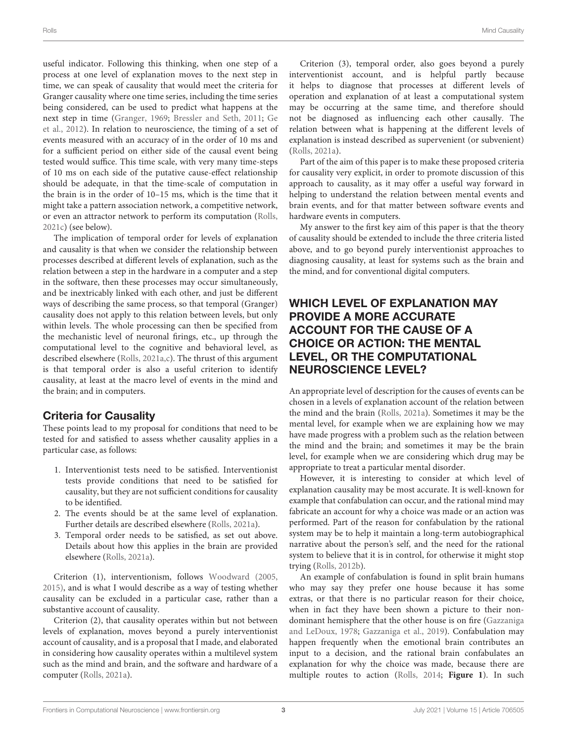useful indicator. Following this thinking, when one step of a process at one level of explanation moves to the next step in time, we can speak of causality that would meet the criteria for Granger causality where one time series, including the time series being considered, can be used to predict what happens at the next step in time (Granger, 1969; Bressler and Seth, 2011; Ge et al., 2012). In relation to neuroscience, the timing of a set of events measured with an accuracy of in the order of 10 ms and for a sufficient period on either side of the causal event being tested would suffice. This time scale, with very many time-steps of 10 ms on each side of the putative cause-effect relationship should be adequate, in that the time-scale of computation in the brain is in the order of 10–15 ms, which is the time that it might take a pattern association network, a competitive network, or even an attractor network to perform its computation (Rolls, 2021c) (see below).

The implication of temporal order for levels of explanation and causality is that when we consider the relationship between processes described at different levels of explanation, such as the relation between a step in the hardware in a computer and a step in the software, then these processes may occur simultaneously, and be inextricably linked with each other, and just be different ways of describing the same process, so that temporal (Granger) causality does not apply to this relation between levels, but only within levels. The whole processing can then be specified from the mechanistic level of neuronal firings, etc., up through the computational level to the cognitive and behavioral level, as described elsewhere (Rolls, 2021a,c). The thrust of this argument is that temporal order is also a useful criterion to identify causality, at least at the macro level of events in the mind and the brain; and in computers.

## Criteria for Causality

These points lead to my proposal for conditions that need to be tested for and satisfied to assess whether causality applies in a particular case, as follows:

1. Interventionist tests need to be satisfied. Interventionist tests provide conditions that need to be satisfied for causality, but they are not sufficient conditions for causality to be identified.
2. The events should be at the same level of explanation. Further details are described elsewhere (Rolls, 2021a).
3. Temporal order needs to be satisfied, as set out above. Details about how this applies in the brain are provided elsewhere (Rolls, 2021a).

Criterion (1), interventionism, follows Woodward (2005, 2015), and is what I would describe as a way of testing whether causality can be excluded in a particular case, rather than a substantive account of causality.

Criterion (2), that causality operates within but not between levels of explanation, moves beyond a purely interventionist account of causality, and is a proposal that I made, and elaborated in considering how causality operates within a multilevel system such as the mind and brain, and the software and hardware of a computer (Rolls, 2021a).

Criterion (3), temporal order, also goes beyond a purely interventionist account, and is helpful partly because it helps to diagnose that processes at different levels of operation and explanation of at least a computational system may be occurring at the same time, and therefore should not be diagnosed as influencing each other causally. The relation between what is happening at the different levels of explanation is instead described as supervenient (or subvenient) (Rolls, 2021a).

Part of the aim of this paper is to make these proposed criteria for causality very explicit, in order to promote discussion of this approach to causality, as it may offer a useful way forward in helping to understand the relation between mental events and brain events, and for that matter between software events and hardware events in computers.

My answer to the first key aim of this paper is that the theory of causality should be extended to include the three criteria listed above, and to go beyond purely interventionist approaches to diagnosing causality, at least for systems such as the brain and the mind, and for conventional digital computers.

# WHICH LEVEL OF EXPLANATION MAY PROVIDE A MORE ACCURATE ACCOUNT FOR THE CAUSE OF A CHOICE OR ACTION: THE MENTAL LEVEL, OR THE COMPUTATIONAL NEUROSCIENCE LEVEL?

An appropriate level of description for the causes of events can be chosen in a levels of explanation account of the relation between the mind and the brain (Rolls, 2021a). Sometimes it may be the mental level, for example when we are explaining how we may have made progress with a problem such as the relation between the mind and the brain; and sometimes it may be the brain level, for example when we are considering which drug may be appropriate to treat a particular mental disorder.

However, it is interesting to consider at which level of explanation causality may be most accurate. It is well-known for example that confabulation can occur, and the rational mind may fabricate an account for why a choice was made or an action was performed. Part of the reason for confabulation by the rational system may be to help it maintain a long-term autobiographical narrative about the person's self, and the need for the rational system to believe that it is in control, for otherwise it might stop trying (Rolls, 2012b).

An example of confabulation is found in split brain humans who may say they prefer one house because it has some extras, or that there is no particular reason for their choice, when in fact they have been shown a picture to their non-dominant hemisphere that the other house is on fire (Gazzaniga and LeDoux, 1978; Gazzaniga et al., 2019). Confabulation may happen frequently when the emotional brain contributes an input to a decision, and the rational brain confabulates an explanation for why the choice was made, because there are multiple routes to action (Rolls, 2014; **Figure 1**). In such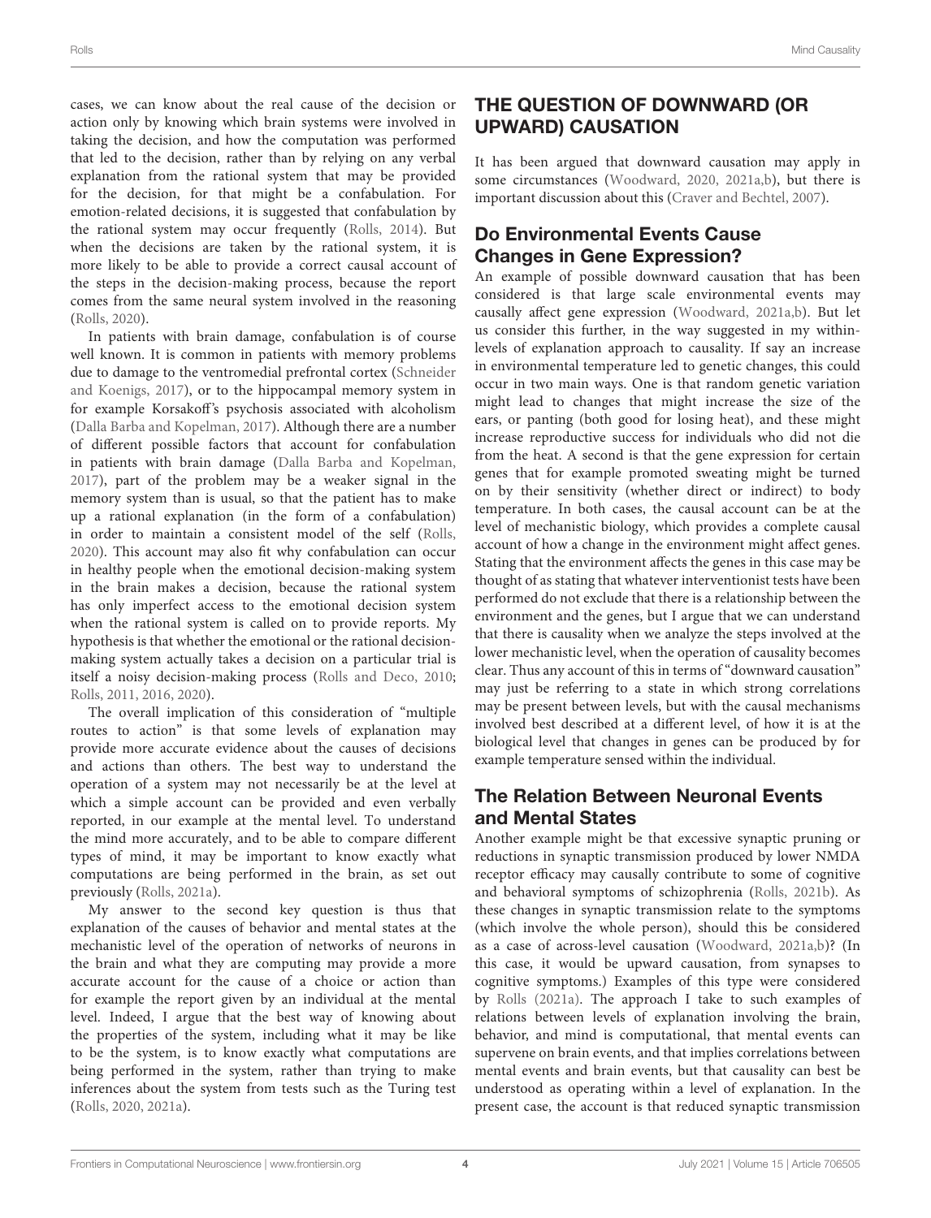cases, we can know about the real cause of the decision or action only by knowing which brain systems were involved in taking the decision, and how the computation was performed that led to the decision, rather than by relying on any verbal explanation from the rational system that may be provided for the decision, for that might be a confabulation. For emotion-related decisions, it is suggested that confabulation by the rational system may occur frequently (Rolls, 2014). But when the decisions are taken by the rational system, it is more likely to be able to provide a correct causal account of the steps in the decision-making process, because the report comes from the same neural system involved in the reasoning (Rolls, 2020).

In patients with brain damage, confabulation is of course well known. It is common in patients with memory problems due to damage to the ventromedial prefrontal cortex (Schneider and Koenigs, 2017), or to the hippocampal memory system in for example Korsakoff's psychosis associated with alcoholism (Dalla Barba and Kopelman, 2017). Although there are a number of different possible factors that account for confabulation in patients with brain damage (Dalla Barba and Kopelman, 2017), part of the problem may be a weaker signal in the memory system than is usual, so that the patient has to make up a rational explanation (in the form of a confabulation) in order to maintain a consistent model of the self (Rolls, 2020). This account may also fit why confabulation can occur in healthy people when the emotional decision-making system in the brain makes a decision, because the rational system has only imperfect access to the emotional decision system when the rational system is called on to provide reports. My hypothesis is that whether the emotional or the rational decision-making system actually takes a decision on a particular trial is itself a noisy decision-making process (Rolls and Deco, 2010; Rolls, 2011, 2016, 2020).

The overall implication of this consideration of "multiple routes to action" is that some levels of explanation may provide more accurate evidence about the causes of decisions and actions than others. The best way to understand the operation of a system may not necessarily be at the level at which a simple account can be provided and even verbally reported, in our example at the mental level. To understand the mind more accurately, and to be able to compare different types of mind, it may be important to know exactly what computations are being performed in the brain, as set out previously (Rolls, 2021a).

My answer to the second key question is thus that explanation of the causes of behavior and mental states at the mechanistic level of the operation of networks of neurons in the brain and what they are computing may provide a more accurate account for the cause of a choice or action than for example the report given by an individual at the mental level. Indeed, I argue that the best way of knowing about the properties of the system, including what it may be like to be the system, is to know exactly what computations are being performed in the system, rather than trying to make inferences about the system from tests such as the Turing test (Rolls, 2020, 2021a).

# THE QUESTION OF DOWNWARD (OR UPWARD) CAUSATION

It has been argued that downward causation may apply in some circumstances (Woodward, 2020, 2021a,b), but there is important discussion about this (Craver and Bechtel, 2007).

## Do Environmental Events Cause Changes in Gene Expression?

An example of possible downward causation that has been considered is that large scale environmental events may causally affect gene expression (Woodward, 2021a,b). But let us consider this further, in the way suggested in my within-levels of explanation approach to causality. If say an increase in environmental temperature led to genetic changes, this could occur in two main ways. One is that random genetic variation might lead to changes that might increase the size of the ears, or panting (both good for losing heat), and these might increase reproductive success for individuals who did not die from the heat. A second is that the gene expression for certain genes that for example promoted sweating might be turned on by their sensitivity (whether direct or indirect) to body temperature. In both cases, the causal account can be at the level of mechanistic biology, which provides a complete causal account of how a change in the environment might affect genes. Stating that the environment affects the genes in this case may be thought of as stating that whatever interventionist tests have been performed do not exclude that there is a relationship between the environment and the genes, but I argue that we can understand that there is causality when we analyze the steps involved at the lower mechanistic level, when the operation of causality becomes clear. Thus any account of this in terms of "downward causation" may just be referring to a state in which strong correlations may be present between levels, but with the causal mechanisms involved best described at a different level, of how it is at the biological level that changes in genes can be produced by for example temperature sensed within the individual.

## The Relation Between Neuronal Events and Mental States

Another example might be that excessive synaptic pruning or reductions in synaptic transmission produced by lower NMDA receptor efficacy may causally contribute to some of cognitive and behavioral symptoms of schizophrenia (Rolls, 2021b). As these changes in synaptic transmission relate to the symptoms (which involve the whole person), should this be considered as a case of across-level causation (Woodward, 2021a,b)? (In this case, it would be upward causation, from synapses to cognitive symptoms.) Examples of this type were considered by Rolls (2021a). The approach I take to such examples of relations between levels of explanation involving the brain, behavior, and mind is computational, that mental events can supervene on brain events, and that implies correlations between mental events and brain events, but that causality can best be understood as operating within a level of explanation. In the present case, the account is that reduced synaptic transmission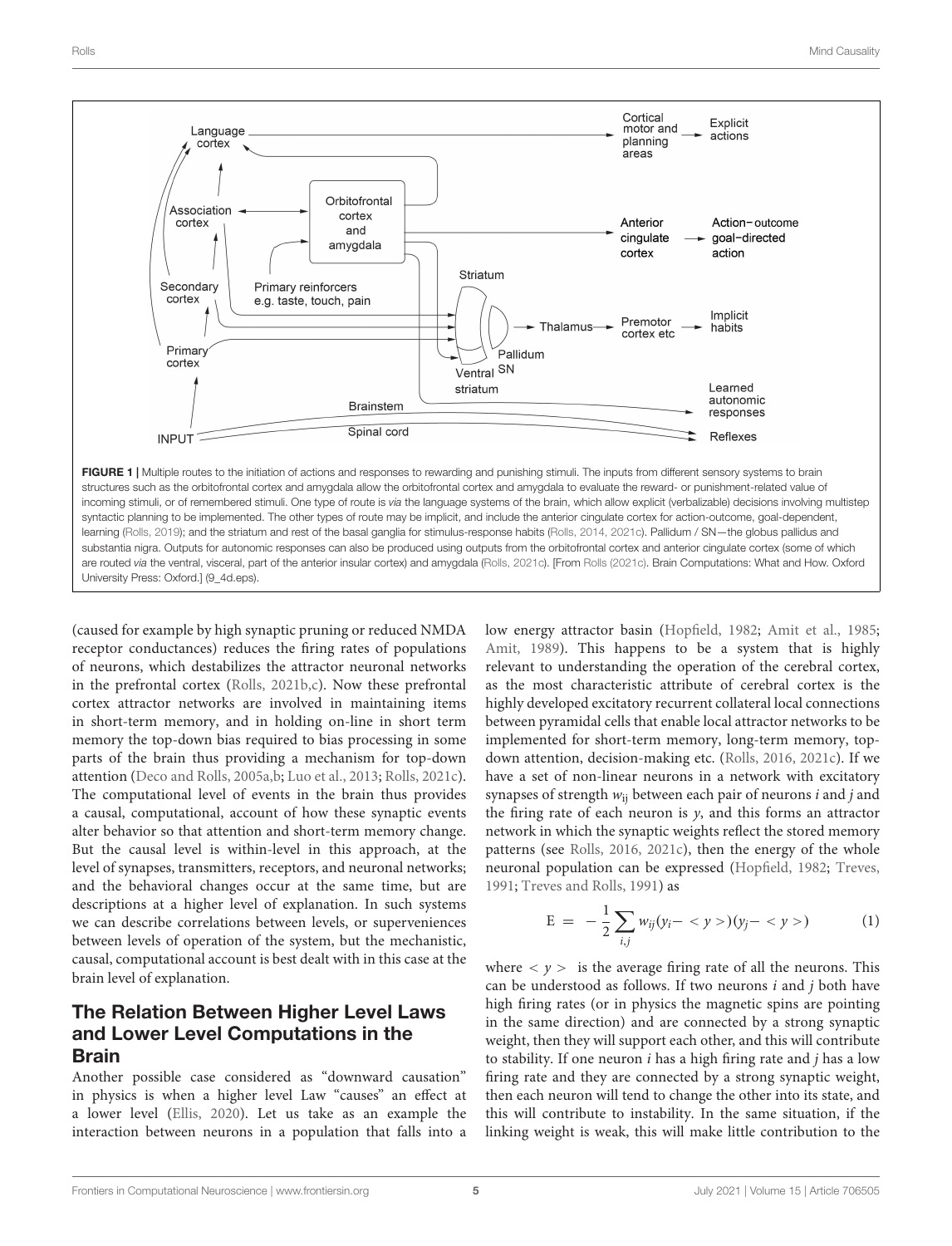FIGURE 1 | Multiple routes to the initiation of actions and responses to rewarding and punishing stimuli. The inputs from different sensory systems to brain structures such as the orbitofrontal cortex and amygdala allow the orbitofrontal cortex and amygdala to evaluate the reward- or punishment-related value of incoming stimuli, or of remembered stimuli. One type of route is *via* the language systems of the brain, which allow explicit (verbalizable) decisions involving multistep syntactic planning to be implemented. The other types of route may be implicit, and include the anterior cingulate cortex for action-outcome, goal-dependent, learning (Rolls, 2019); and the striatum and rest of the basal ganglia for stimulus-response habits (Rolls, 2014, 2021c). Pallidum / SN—the globus pallidus and substantia nigra. Outputs for autonomic responses can also be produced using outputs from the orbitofrontal cortex and anterior cingulate cortex (some of which are routed *via* the ventral, visceral, part of the anterior insular cortex) and amygdala (Rolls, 2021c). [From Rolls (2021c). Brain Computations: What and How. Oxford University Press: Oxford.] (9_4d.eps).

(caused for example by high synaptic pruning or reduced NMDA receptor conductances) reduces the firing rates of populations of neurons, which destabilizes the attractor neuronal networks in the prefrontal cortex (Rolls, 2021b,c). Now these prefrontal cortex attractor networks are involved in maintaining items in short-term memory, and in holding on-line in short term memory the top-down bias required to bias processing in some parts of the brain thus providing a mechanism for top-down attention (Deco and Rolls, 2005a,b; Luo et al., 2013; Rolls, 2021c). The computational level of events in the brain thus provides a causal, computational, account of how these synaptic events alter behavior so that attention and short-term memory change. But the causal level is within-level in this approach, at the level of synapses, transmitters, receptors, and neuronal networks; and the behavioral changes occur at the same time, but are descriptions at a higher level of explanation. In such systems we can describe correlations between levels, or superveniences between levels of operation of the system, but the mechanistic, causal, computational account is best dealt with in this case at the brain level of explanation.

## The Relation Between Higher Level Laws and Lower Level Computations in the Brain

Another possible case considered as "downward causation" in physics is when a higher level Law "causes" an effect at a lower level (Ellis, 2020). Let us take as an example the interaction between neurons in a population that falls into a low energy attractor basin (Hopfield, 1982; Amit et al., 1985; Amit, 1989). This happens to be a system that is highly relevant to understanding the operation of the cerebral cortex, as the most characteristic attribute of cerebral cortex is the highly developed excitatory recurrent collateral local connections between pyramidal cells that enable local attractor networks to be implemented for short-term memory, long-term memory, top-down attention, decision-making etc. (Rolls, 2016, 2021c). If we have a set of non-linear neurons in a network with excitatory synapses of strength $w_{ij}$ between each pair of neurons $i$ and $j$ and the firing rate of each neuron is $y$, and this forms an attractor network in which the synaptic weights reflect the stored memory patterns (see Rolls, 2016, 2021c), then the energy of the whole neuronal population can be expressed (Hopfield, 1982; Treves, 1991; Treves and Rolls, 1991) as

$$E = -\frac{1}{2}\sum_{i,j} w_{ij}(y_i - <y>)(y_j - <y>) \tag{1}$$

where $<y>$ is the average firing rate of all the neurons. This can be understood as follows. If two neurons $i$ and $j$ both have high firing rates (or in physics the magnetic spins are pointing in the same direction) and are connected by a strong synaptic weight, then they will support each other, and this will contribute to stability. If one neuron $i$ has a high firing rate and $j$ has a low firing rate and they are connected by a strong synaptic weight, then each neuron will tend to change the other into its state, and this will contribute to instability. In the same situation, if the linking weight is weak, this will make little contribution to the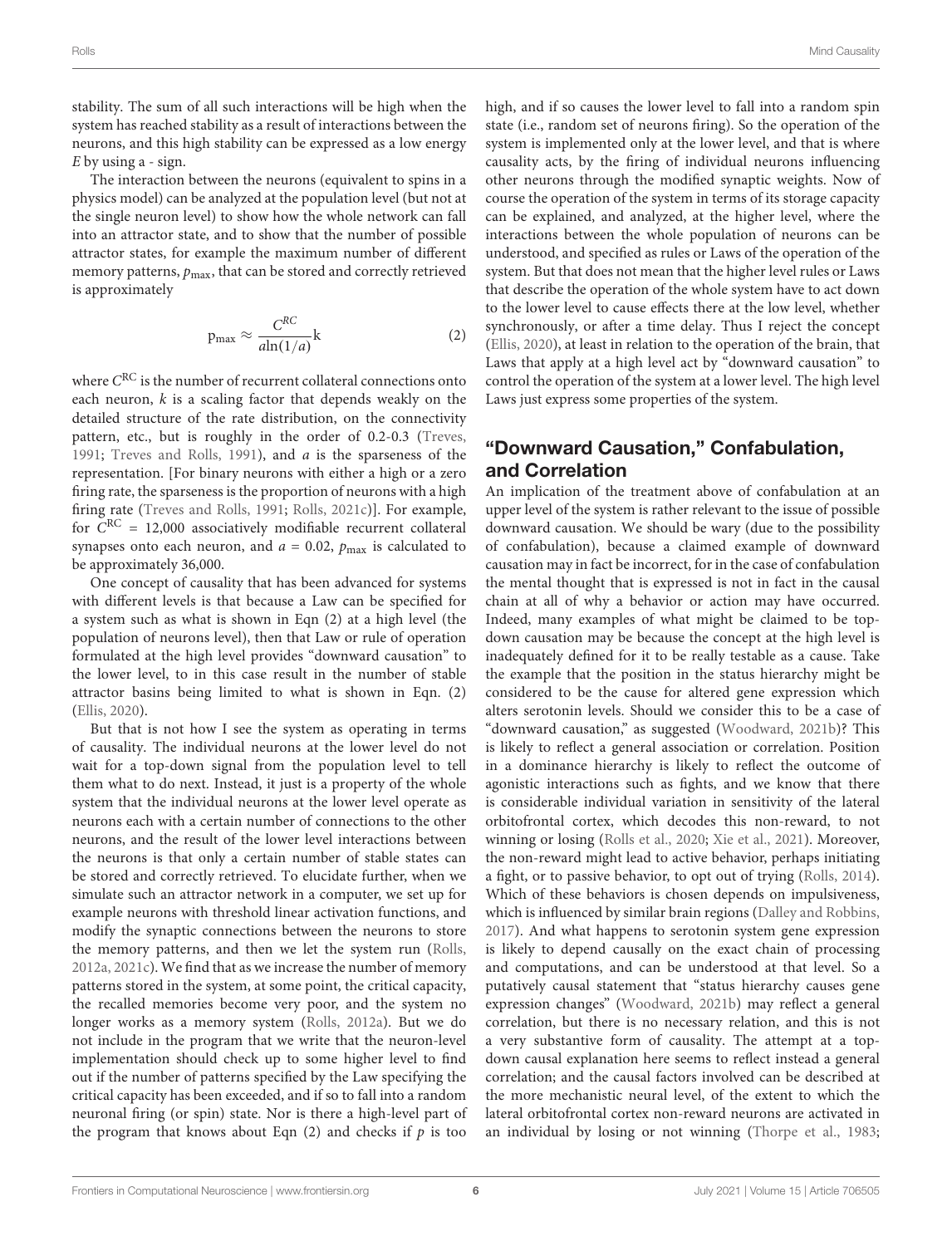stability. The sum of all such interactions will be high when the system has reached stability as a result of interactions between the neurons, and this high stability can be expressed as a low energy $E$ by using a - sign.

The interaction between the neurons (equivalent to spins in a physics model) can be analyzed at the population level (but not at the single neuron level) to show how the whole network can fall into an attractor state, and to show that the number of possible attractor states, for example the maximum number of different memory patterns, $p_{\max}$, that can be stored and correctly retrieved is approximately

$$p_{\max} \approx \frac{C^{RC}}{a\ln(1/a)}k \tag{2}$$

where $C^{RC}$ is the number of recurrent collateral connections onto each neuron, $k$ is a scaling factor that depends weakly on the detailed structure of the rate distribution, on the connectivity pattern, etc., but is roughly in the order of 0.2-0.3 (Treves, 1991; Treves and Rolls, 1991), and $a$ is the sparseness of the representation. [For binary neurons with either a high or a zero firing rate, the sparseness is the proportion of neurons with a high firing rate (Treves and Rolls, 1991; Rolls, 2021c)]. For example, for $C^{RC}$ = 12,000 associatively modifiable recurrent collateral synapses onto each neuron, and $a$ = 0.02, $p_{\max}$ is calculated to be approximately 36,000.

One concept of causality that has been advanced for systems with different levels is that because a Law can be specified for a system such as what is shown in Eqn (2) at a high level (the population of neurons level), then that Law or rule of operation formulated at the high level provides "downward causation" to the lower level, to in this case result in the number of stable attractor basins being limited to what is shown in Eqn. (2) (Ellis, 2020).

But that is not how I see the system as operating in terms of causality. The individual neurons at the lower level do not wait for a top-down signal from the population level to tell them what to do next. Instead, it just is a property of the whole system that the individual neurons at the lower level operate as neurons each with a certain number of connections to the other neurons, and the result of the lower level interactions between the neurons is that only a certain number of stable states can be stored and correctly retrieved. To elucidate further, when we simulate such an attractor network in a computer, we set up for example neurons with threshold linear activation functions, and modify the synaptic connections between the neurons to store the memory patterns, and then we let the system run (Rolls, 2012a, 2021c). We find that as we increase the number of memory patterns stored in the system, at some point, the critical capacity, the recalled memories become very poor, and the system no longer works as a memory system (Rolls, 2012a). But we do not include in the program that we write that the neuron-level implementation should check up to some higher level to find out if the number of patterns specified by the Law specifying the critical capacity has been exceeded, and if so to fall into a random neuronal firing (or spin) state. Nor is there a high-level part of the program that knows about Eqn (2) and checks if $p$ is too high, and if so causes the lower level to fall into a random spin state (i.e., random set of neurons firing). So the operation of the system is implemented only at the lower level, and that is where causality acts, by the firing of individual neurons influencing other neurons through the modified synaptic weights. Now of course the operation of the system in terms of its storage capacity can be explained, and analyzed, at the higher level, where the interactions between the whole population of neurons can be understood, and specified as rules or Laws of the operation of the system. But that does not mean that the higher level rules or Laws that describe the operation of the whole system have to act down to the lower level to cause effects there at the low level, whether synchronously, or after a time delay. Thus I reject the concept (Ellis, 2020), at least in relation to the operation of the brain, that Laws that apply at a high level act by "downward causation" to control the operation of the system at a lower level. The high level Laws just express some properties of the system.

## "Downward Causation," Confabulation, and Correlation

An implication of the treatment above of confabulation at an upper level of the system is rather relevant to the issue of possible downward causation. We should be wary (due to the possibility of confabulation), because a claimed example of downward causation may in fact be incorrect, for in the case of confabulation the mental thought that is expressed is not in fact in the causal chain at all of why a behavior or action may have occurred. Indeed, many examples of what might be claimed to be top-down causation may be because the concept at the high level is inadequately defined for it to be really testable as a cause. Take the example that the position in the status hierarchy might be considered to be the cause for altered gene expression which alters serotonin levels. Should we consider this to be a case of "downward causation," as suggested (Woodward, 2021b)? This is likely to reflect a general association or correlation. Position in a dominance hierarchy is likely to reflect the outcome of agonistic interactions such as fights, and we know that there is considerable individual variation in sensitivity of the lateral orbitofrontal cortex, which decodes this non-reward, to not winning or losing (Rolls et al., 2020; Xie et al., 2021). Moreover, the non-reward might lead to active behavior, perhaps initiating a fight, or to passive behavior, to opt out of trying (Rolls, 2014). Which of these behaviors is chosen depends on impulsiveness, which is influenced by similar brain regions (Dalley and Robbins, 2017). And what happens to serotonin system gene expression is likely to depend causally on the exact chain of processing and computations, and can be understood at that level. So a putatively causal statement that "status hierarchy causes gene expression changes" (Woodward, 2021b) may reflect a general correlation, but there is no necessary relation, and this is not a very substantive form of causality. The attempt at a top-down causal explanation here seems to reflect instead a general correlation; and the causal factors involved can be described at the more mechanistic neural level, of the extent to which the lateral orbitofrontal cortex non-reward neurons are activated in an individual by losing or not winning (Thorpe et al., 1983;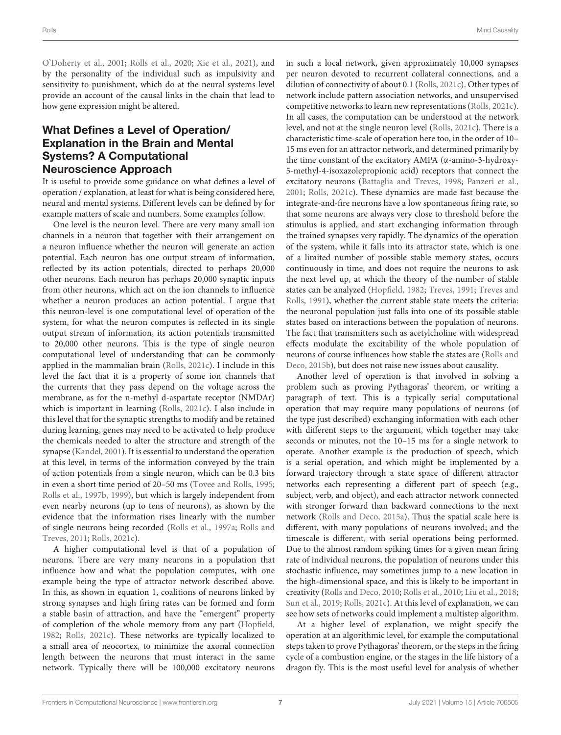O'Doherty et al., 2001; Rolls et al., 2020; Xie et al., 2021), and by the personality of the individual such as impulsivity and sensitivity to punishment, which do at the neural systems level provide an account of the causal links in the chain that lead to how gene expression might be altered.

## What Defines a Level of Operation/ Explanation in the Brain and Mental Systems? A Computational Neuroscience Approach

It is useful to provide some guidance on what defines a level of operation / explanation, at least for what is being considered here, neural and mental systems. Different levels can be defined by for example matters of scale and numbers. Some examples follow.

One level is the neuron level. There are very many small ion channels in a neuron that together with their arrangement on a neuron influence whether the neuron will generate an action potential. Each neuron has one output stream of information, reflected by its action potentials, directed to perhaps 20,000 other neurons. Each neuron has perhaps 20,000 synaptic inputs from other neurons, which act on the ion channels to influence whether a neuron produces an action potential. I argue that this neuron-level is one computational level of operation of the system, for what the neuron computes is reflected in its single output stream of information, its action potentials transmitted to 20,000 other neurons. This is the type of single neuron computational level of understanding that can be commonly applied in the mammalian brain (Rolls, 2021c). I include in this level the fact that it is a property of some ion channels that the currents that they pass depend on the voltage across the membrane, as for the n-methyl d-aspartate receptor (NMDAr) which is important in learning (Rolls, 2021c). I also include in this level that for the synaptic strengths to modify and be retained during learning, genes may need to be activated to help produce the chemicals needed to alter the structure and strength of the synapse (Kandel, 2001). It is essential to understand the operation at this level, in terms of the information conveyed by the train of action potentials from a single neuron, which can be 0.3 bits in even a short time period of 20–50 ms (Tovee and Rolls, 1995; Rolls et al., 1997b, 1999), but which is largely independent from even nearby neurons (up to tens of neurons), as shown by the evidence that the information rises linearly with the number of single neurons being recorded (Rolls et al., 1997a; Rolls and Treves, 2011; Rolls, 2021c).

A higher computational level is that of a population of neurons. There are very many neurons in a population that influence how and what the population computes, with one example being the type of attractor network described above. In this, as shown in equation 1, coalitions of neurons linked by strong synapses and high firing rates can be formed and form a stable basin of attraction, and have the "emergent" property of completion of the whole memory from any part (Hopfield, 1982; Rolls, 2021c). These networks are typically localized to a small area of neocortex, to minimize the axonal connection length between the neurons that must interact in the same network. Typically there will be 100,000 excitatory neurons in such a local network, given approximately 10,000 synapses per neuron devoted to recurrent collateral connections, and a dilution of connectivity of about 0.1 (Rolls, 2021c). Other types of network include pattern association networks, and unsupervised competitive networks to learn new representations (Rolls, 2021c). In all cases, the computation can be understood at the network level, and not at the single neuron level (Rolls, 2021c). There is a characteristic time-scale of operation here too, in the order of 10–15 ms even for an attractor network, and determined primarily by the time constant of the excitatory AMPA (α-amino-3-hydroxy-5-methyl-4-isoxazolepropionic acid) receptors that connect the excitatory neurons (Battaglia and Treves, 1998; Panzeri et al., 2001; Rolls, 2021c). These dynamics are made fast because the integrate-and-fire neurons have a low spontaneous firing rate, so that some neurons are always very close to threshold before the stimulus is applied, and start exchanging information through the trained synapses very rapidly. The dynamics of the operation of the system, while it falls into its attractor state, which is one of a limited number of possible stable memory states, occurs continuously in time, and does not require the neurons to ask the next level up, at which the theory of the number of stable states can be analyzed (Hopfield, 1982; Treves, 1991; Treves and Rolls, 1991), whether the current stable state meets the criteria: the neuronal population just falls into one of its possible stable states based on interactions between the population of neurons. The fact that transmitters such as acetylcholine with widespread effects modulate the excitability of the whole population of neurons of course influences how stable the states are (Rolls and Deco, 2015b), but does not raise new issues about causality.

Another level of operation is that involved in solving a problem such as proving Pythagoras' theorem, or writing a paragraph of text. This is a typically serial computational operation that may require many populations of neurons (of the type just described) exchanging information with each other with different steps to the argument, which together may take seconds or minutes, not the 10–15 ms for a single network to operate. Another example is the production of speech, which is a serial operation, and which might be implemented by a forward trajectory through a state space of different attractor networks each representing a different part of speech (e.g., subject, verb, and object), and each attractor network connected with stronger forward than backward connections to the next network (Rolls and Deco, 2015a). Thus the spatial scale here is different, with many populations of neurons involved; and the timescale is different, with serial operations being performed. Due to the almost random spiking times for a given mean firing rate of individual neurons, the population of neurons under this stochastic influence, may sometimes jump to a new location in the high-dimensional space, and this is likely to be important in creativity (Rolls and Deco, 2010; Rolls et al., 2010; Liu et al., 2018; Sun et al., 2019; Rolls, 2021c). At this level of explanation, we can see how sets of networks could implement a multistep algorithm.

At a higher level of explanation, we might specify the operation at an algorithmic level, for example the computational steps taken to prove Pythagoras' theorem, or the steps in the firing cycle of a combustion engine, or the stages in the life history of a dragon fly. This is the most useful level for analysis of whether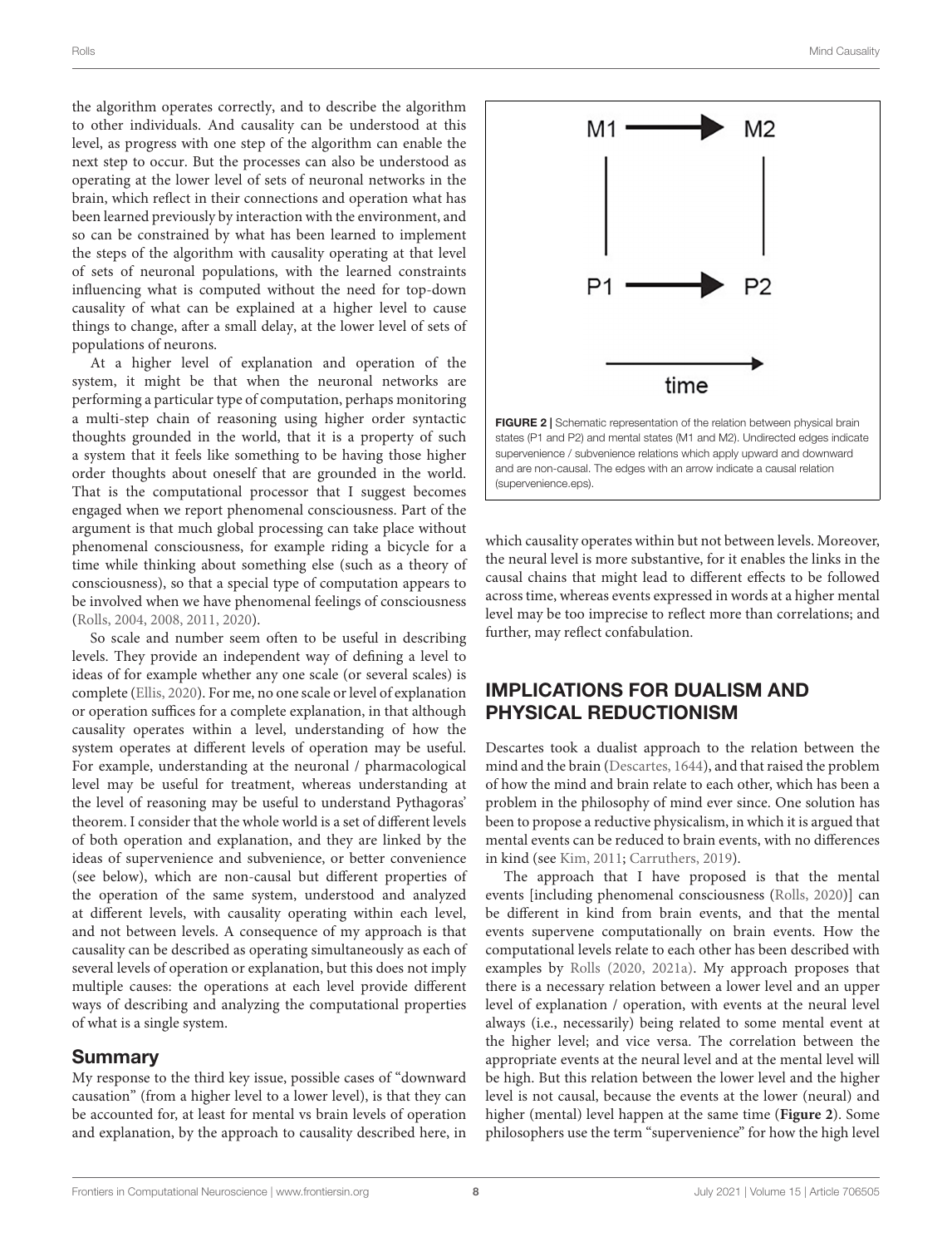the algorithm operates correctly, and to describe the algorithm to other individuals. And causality can be understood at this level, as progress with one step of the algorithm can enable the next step to occur. But the processes can also be understood as operating at the lower level of sets of neuronal networks in the brain, which reflect in their connections and operation what has been learned previously by interaction with the environment, and so can be constrained by what has been learned to implement the steps of the algorithm with causality operating at that level of sets of neuronal populations, with the learned constraints influencing what is computed without the need for top-down causality of what can be explained at a higher level to cause things to change, after a small delay, at the lower level of sets of populations of neurons.

At a higher level of explanation and operation of the system, it might be that when the neuronal networks are performing a particular type of computation, perhaps monitoring a multi-step chain of reasoning using higher order syntactic thoughts grounded in the world, that it is a property of such a system that it feels like something to be having those higher order thoughts about oneself that are grounded in the world. That is the computational processor that I suggest becomes engaged when we report phenomenal consciousness. Part of the argument is that much global processing can take place without phenomenal consciousness, for example riding a bicycle for a time while thinking about something else (such as a theory of consciousness), so that a special type of computation appears to be involved when we have phenomenal feelings of consciousness (Rolls, 2004, 2008, 2011, 2020).

So scale and number seem often to be useful in describing levels. They provide an independent way of defining a level to ideas of for example whether any one scale (or several scales) is complete (Ellis, 2020). For me, no one scale or level of explanation or operation suffices for a complete explanation, in that although causality operates within a level, understanding of how the system operates at different levels of operation may be useful. For example, understanding at the neuronal / pharmacological level may be useful for treatment, whereas understanding at the level of reasoning may be useful to understand Pythagoras' theorem. I consider that the whole world is a set of different levels of both operation and explanation, and they are linked by the ideas of supervenience and subvenience, or better convenience (see below), which are non-causal but different properties of the operation of the same system, understood and analyzed at different levels, with causality operating within each level, and not between levels. A consequence of my approach is that causality can be described as operating simultaneously as each of several levels of operation or explanation, but this does not imply multiple causes: the operations at each level provide different ways of describing and analyzing the computational properties of what is a single system.

## Summary

My response to the third key issue, possible cases of "downward causation" (from a higher level to a lower level), is that they can be accounted for, at least for mental vs brain levels of operation and explanation, by the approach to causality described here, in which causality operates within but not between levels. Moreover, the neural level is more substantive, for it enables the links in the causal chains that might lead to different effects to be followed across time, whereas events expressed in words at a higher mental level may be too imprecise to reflect more than correlations; and further, may reflect confabulation.

**FIGURE 2 |** Schematic representation of the relation between physical brain states (P1 and P2) and mental states (M1 and M2). Undirected edges indicate supervenience / subvenience relations which apply upward and downward and are non-causal. The edges with an arrow indicate a causal relation (supervenience.eps).

## IMPLICATIONS FOR DUALISM AND PHYSICAL REDUCTIONISM

Descartes took a dualist approach to the relation between the mind and the brain (Descartes, 1644), and that raised the problem of how the mind and brain relate to each other, which has been a problem in the philosophy of mind ever since. One solution has been to propose a reductive physicalism, in which it is argued that mental events can be reduced to brain events, with no differences in kind (see Kim, 2011; Carruthers, 2019).

The approach that I have proposed is that the mental events [including phenomenal consciousness (Rolls, 2020)] can be different in kind from brain events, and that the mental events supervene computationally on brain events. How the computational levels relate to each other has been described with examples by Rolls (2020, 2021a). My approach proposes that there is a necessary relation between a lower level and an upper level of explanation / operation, with events at the neural level always (i.e., necessarily) being related to some mental event at the higher level; and vice versa. The correlation between the appropriate events at the neural level and at the mental level will be high. But this relation between the lower level and the higher level is not causal, because the events at the lower (neural) and higher (mental) level happen at the same time (**Figure 2**). Some philosophers use the term "supervenience" for how the high level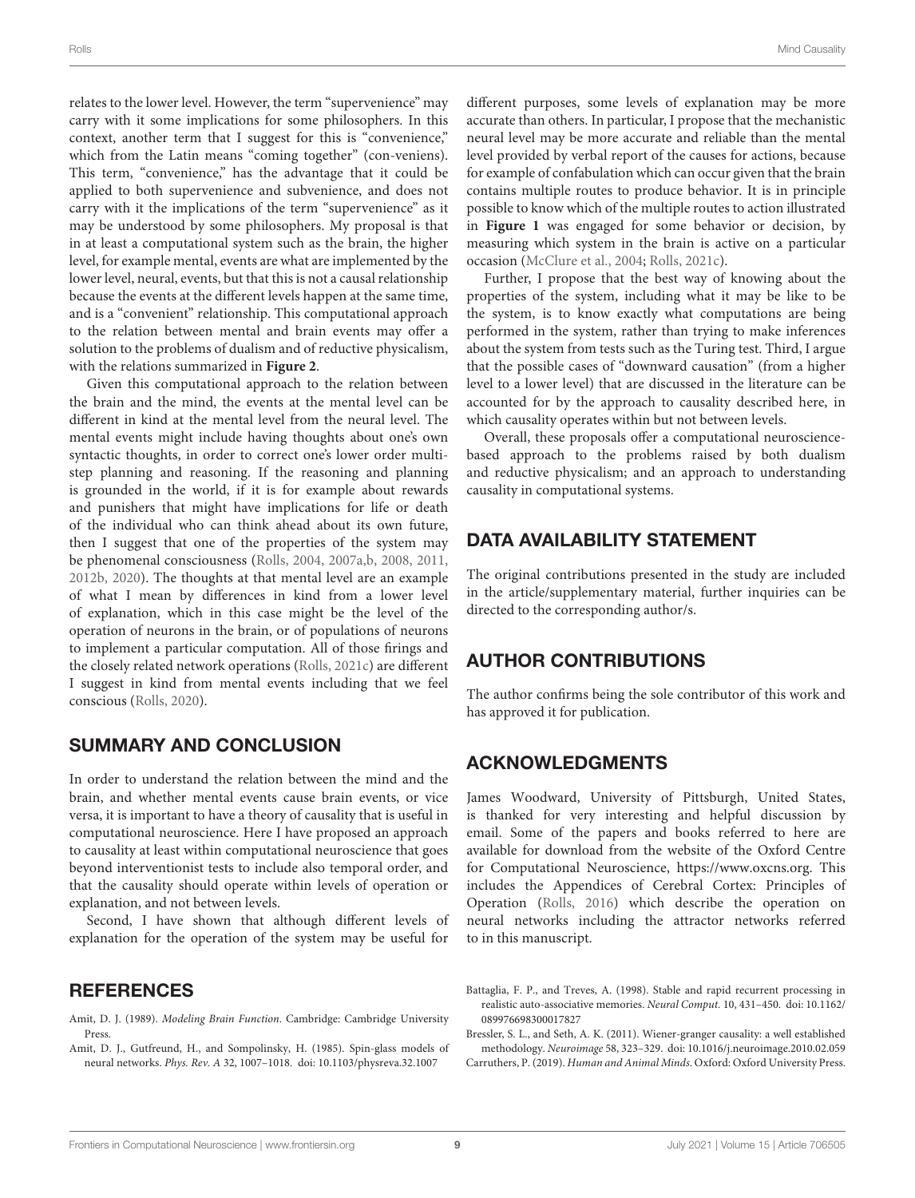relates to the lower level. However, the term "supervenience" may carry with it some implications for some philosophers. In this context, another term that I suggest for this is "convenience," which from the Latin means "coming together" (con-veniens). This term, "convenience," has the advantage that it could be applied to both supervenience and subvenience, and does not carry with it the implications of the term "supervenience" as it may be understood by some philosophers. My proposal is that in at least a computational system such as the brain, the higher level, for example mental, events are what are implemented by the lower level, neural, events, but that this is not a causal relationship because the events at the different levels happen at the same time, and is a "convenient" relationship. This computational approach to the relation between mental and brain events may offer a solution to the problems of dualism and of reductive physicalism, with the relations summarized in **Figure 2**.

Given this computational approach to the relation between the brain and the mind, the events at the mental level can be different in kind at the mental level from the neural level. The mental events might include having thoughts about one's own syntactic thoughts, in order to correct one's lower order multi-step planning and reasoning. If the reasoning and planning is grounded in the world, if it is for example about rewards and punishers that might have implications for life or death of the individual who can think ahead about its own future, then I suggest that one of the properties of the system may be phenomenal consciousness (Rolls, 2004, 2007a,b, 2008, 2011, 2012b, 2020). The thoughts at that mental level are an example of what I mean by differences in kind from a lower level of explanation, which in this case might be the level of the operation of neurons in the brain, or of populations of neurons to implement a particular computation. All of those firings and the closely related network operations (Rolls, 2021c) are different I suggest in kind from mental events including that we feel conscious (Rolls, 2020).

## SUMMARY AND CONCLUSION

In order to understand the relation between the mind and the brain, and whether mental events cause brain events, or vice versa, it is important to have a theory of causality that is useful in computational neuroscience. Here I have proposed an approach to causality at least within computational neuroscience that goes beyond interventionist tests to include also temporal order, and that the causality should operate within levels of operation or explanation, and not between levels.

Second, I have shown that although different levels of explanation for the operation of the system may be useful for different purposes, some levels of explanation may be more accurate than others. In particular, I propose that the mechanistic neural level may be more accurate and reliable than the mental level provided by verbal report of the causes for actions, because for example of confabulation which can occur given that the brain contains multiple routes to produce behavior. It is in principle possible to know which of the multiple routes to action illustrated in **Figure 1** was engaged for some behavior or decision, by measuring which system in the brain is active on a particular occasion (McClure et al., 2004; Rolls, 2021c).

Further, I propose that the best way of knowing about the properties of the system, including what it may be like to be the system, is to know exactly what computations are being performed in the system, rather than trying to make inferences about the system from tests such as the Turing test. Third, I argue that the possible cases of "downward causation" (from a higher level to a lower level) that are discussed in the literature can be accounted for by the approach to causality described here, in which causality operates within but not between levels.

Overall, these proposals offer a computational neuroscience-based approach to the problems raised by both dualism and reductive physicalism; and an approach to understanding causality in computational systems.

## DATA AVAILABILITY STATEMENT

The original contributions presented in the study are included in the article/supplementary material, further inquiries can be directed to the corresponding author/s.

## AUTHOR CONTRIBUTIONS

The author confirms being the sole contributor of this work and has approved it for publication.

## ACKNOWLEDGMENTS

James Woodward, University of Pittsburgh, United States, is thanked for very interesting and helpful discussion by email. Some of the papers and books referred to here are available for download from the website of the Oxford Centre for Computational Neuroscience, https://www.oxcns.org. This includes the Appendices of Cerebral Cortex: Principles of Operation (Rolls, 2016) which describe the operation on neural networks including the attractor networks referred to in this manuscript.

## REFERENCES

Amit, D. J. (1989). *Modeling Brain Function*. Cambridge: Cambridge University Press.

Amit, D. J., Gutfreund, H., and Sompolinsky, H. (1985). Spin-glass models of neural networks. *Phys. Rev. A* 32, 1007–1018. doi: 10.1103/physreva.32.1007

Battaglia, F. P., and Treves, A. (1998). Stable and rapid recurrent processing in realistic auto-associative memories. *Neural Comput.* 10, 431–450. doi: 10.1162/089976698300017827

Bressler, S. L., and Seth, A. K. (2011). Wiener-granger causality: a well established methodology. *Neuroimage* 58, 323–329. doi: 10.1016/j.neuroimage.2010.02.059

Carruthers, P. (2019). *Human and Animal Minds*. Oxford: Oxford University Press.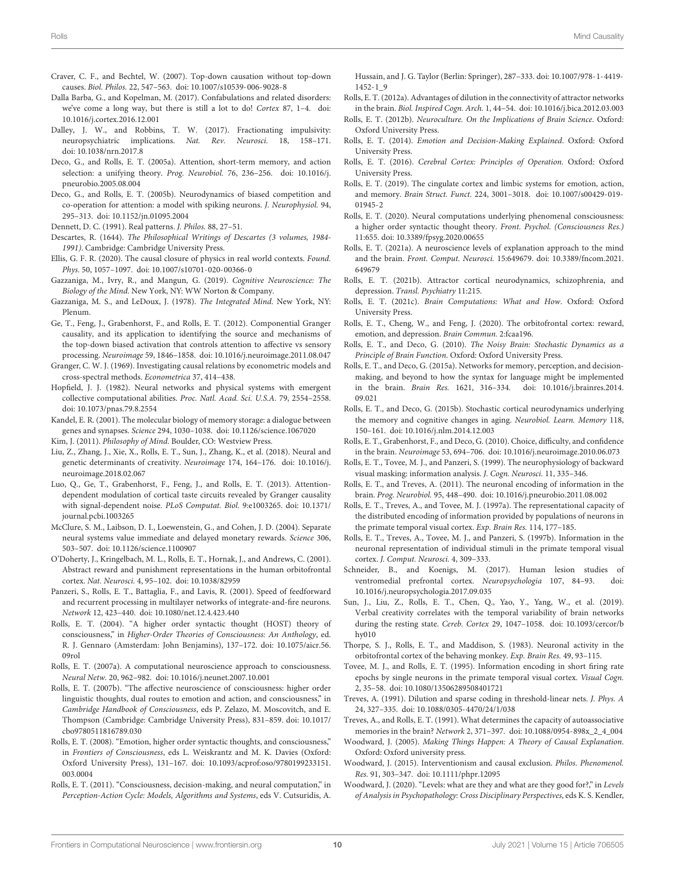Craver, C. F., and Bechtel, W. (2007). Top-down causation without top-down causes. *Biol. Philos.* 22, 547–563. doi: 10.1007/s10539-006-9028-8

Dalla Barba, G., and Kopelman, M. (2017). Confabulations and related disorders: we've come a long way, but there is still a lot to do! *Cortex* 87, 1–4. doi: 10.1016/j.cortex.2016.12.001

Dalley, J. W., and Robbins, T. W. (2017). Fractionating impulsivity: neuropsychiatric implications. *Nat. Rev. Neurosci.* 18, 158–171. doi: 10.1038/nrn.2017.8

Deco, G., and Rolls, E. T. (2005a). Attention, short-term memory, and action selection: a unifying theory. *Prog. Neurobiol.* 76, 236–256. doi: 10.1016/j.pneurobio.2005.08.004

Deco, G., and Rolls, E. T. (2005b). Neurodynamics of biased competition and co-operation for attention: a model with spiking neurons. *J. Neurophysiol.* 94, 295–313. doi: 10.1152/jn.01095.2004

Dennett, D. C. (1991). Real patterns. *J. Philos.* 88, 27–51.

Descartes, R. (1644). *The Philosophical Writings of Descartes (3 volumes, 1984-1991)*. Cambridge: Cambridge University Press.

Ellis, G. F. R. (2020). The causal closure of physics in real world contexts. *Found. Phys.* 50, 1057–1097. doi: 10.1007/s10701-020-00366-0

Gazzaniga, M., Ivry, R., and Mangun, G. (2019). *Cognitive Neuroscience: The Biology of the Mind*. New York, NY: WW Norton & Company.

Gazzaniga, M. S., and LeDoux, J. (1978). *The Integrated Mind*. New York, NY: Plenum.

Ge, T., Feng, J., Grabenhorst, F., and Rolls, E. T. (2012). Componential Granger causality, and its application to identifying the source and mechanisms of the top-down biased activation that controls attention to affective vs sensory processing. *Neuroimage* 59, 1846–1858. doi: 10.1016/j.neuroimage.2011.08.047

Granger, C. W. J. (1969). Investigating causal relations by econometric models and cross-spectral methods. *Econometrica* 37, 414–438.

Hopfield, J. J. (1982). Neural networks and physical systems with emergent collective computational abilities. *Proc. Natl. Acad. Sci. U.S.A.* 79, 2554–2558. doi: 10.1073/pnas.79.8.2554

Kandel, E. R. (2001). The molecular biology of memory storage: a dialogue between genes and synapses. *Science* 294, 1030–1038. doi: 10.1126/science.1067020

Kim, J. (2011). *Philosophy of Mind*. Boulder, CO: Westview Press.

Liu, Z., Zhang, J., Xie, X., Rolls, E. T., Sun, J., Zhang, K., et al. (2018). Neural and genetic determinants of creativity. *Neuroimage* 174, 164–176. doi: 10.1016/j.neuroimage.2018.02.067

Luo, Q., Ge, T., Grabenhorst, F., Feng, J., and Rolls, E. T. (2013). Attention-dependent modulation of cortical taste circuits revealed by Granger causality with signal-dependent noise. *PLoS Computat. Biol.* 9:e1003265. doi: 10.1371/journal.pcbi.1003265

McClure, S. M., Laibson, D. I., Loewenstein, G., and Cohen, J. D. (2004). Separate neural systems value immediate and delayed monetary rewards. *Science* 306, 503–507. doi: 10.1126/science.1100907

O'Doherty, J., Kringelbach, M. L., Rolls, E. T., Hornak, J., and Andrews, C. (2001). Abstract reward and punishment representations in the human orbitofrontal cortex. *Nat. Neurosci.* 4, 95–102. doi: 10.1038/82959

Panzeri, S., Rolls, E. T., Battaglia, F., and Lavis, R. (2001). Speed of feedforward and recurrent processing in multilayer networks of integrate-and-fire neurons. *Network* 12, 423–440. doi: 10.1080/net.12.4.423.440

Rolls, E. T. (2004). "A higher order syntactic thought (HOST) theory of consciousness," in *Higher-Order Theories of Consciousness: An Anthology*, ed. R. J. Gennaro (Amsterdam: John Benjamins), 137–172. doi: 10.1075/aicr.56.09rol

Rolls, E. T. (2007a). A computational neuroscience approach to consciousness. *Neural Netw.* 20, 962–982. doi: 10.1016/j.neunet.2007.10.001

Rolls, E. T. (2007b). "The affective neuroscience of consciousness: higher order linguistic thoughts, dual routes to emotion and action, and consciousness," in *Cambridge Handbook of Consciousness*, eds P. Zelazo, M. Moscovitch, and E. Thompson (Cambridge: Cambridge University Press), 831–859. doi: 10.1017/cbo9780511816789.030

Rolls, E. T. (2008). "Emotion, higher order syntactic thoughts, and consciousness," in *Frontiers of Consciousness*, eds L. Weiskrantz and M. K. Davies (Oxford: Oxford University Press), 131–167. doi: 10.1093/acprof:oso/9780199233151.003.0004

Rolls, E. T. (2011). "Consciousness, decision-making, and neural computation," in *Perception-Action Cycle: Models, Algorithms and Systems*, eds V. Cutsuridis, A. Hussain, and J. G. Taylor (Berlin: Springer), 287–333. doi: 10.1007/978-1-4419-1452-1_9

Rolls, E. T. (2012a). Advantages of dilution in the connectivity of attractor networks in the brain. *Biol. Inspired Cogn. Arch.* 1, 44–54. doi: 10.1016/j.bica.2012.03.003

Rolls, E. T. (2012b). *Neuroculture. On the Implications of Brain Science*. Oxford: Oxford University Press.

Rolls, E. T. (2014). *Emotion and Decision-Making Explained*. Oxford: Oxford University Press.

Rolls, E. T. (2016). *Cerebral Cortex: Principles of Operation*. Oxford: Oxford University Press.

Rolls, E. T. (2019). The cingulate cortex and limbic systems for emotion, action, and memory. *Brain Struct. Funct.* 224, 3001–3018. doi: 10.1007/s00429-019-01945-2

Rolls, E. T. (2020). Neural computations underlying phenomenal consciousness: a higher order syntactic thought theory. *Front. Psychol. (Consciousness Res.)* 11:655. doi: 10.3389/fpsyg.2020.00655

Rolls, E. T. (2021a). A neuroscience levels of explanation approach to the mind and the brain. *Front. Comput. Neurosci.* 15:649679. doi: 10.3389/fncom.2021.649679

Rolls, E. T. (2021b). Attractor cortical neurodynamics, schizophrenia, and depression. *Transl. Psychiatry* 11:215.

Rolls, E. T. (2021c). *Brain Computations: What and How*. Oxford: Oxford University Press.

Rolls, E. T., Cheng, W., and Feng, J. (2020). The orbitofrontal cortex: reward, emotion, and depression. *Brain Commun.* 2:fcaa196.

Rolls, E. T., and Deco, G. (2010). *The Noisy Brain: Stochastic Dynamics as a Principle of Brain Function*. Oxford: Oxford University Press.

Rolls, E. T., and Deco, G. (2015a). Networks for memory, perception, and decision-making, and beyond to how the syntax for language might be implemented in the brain. *Brain Res.* 1621, 316–334. doi: 10.1016/j.brainres.2014.09.021

Rolls, E. T., and Deco, G. (2015b). Stochastic cortical neurodynamics underlying the memory and cognitive changes in aging. *Neurobiol. Learn. Memory* 118, 150–161. doi: 10.1016/j.nlm.2014.12.003

Rolls, E. T., Grabenhorst, F., and Deco, G. (2010). Choice, difficulty, and confidence in the brain. *Neuroimage* 53, 694–706. doi: 10.1016/j.neuroimage.2010.06.073

Rolls, E. T., Tovee, M. J., and Panzeri, S. (1999). The neurophysiology of backward visual masking: information analysis. *J. Cogn. Neurosci.* 11, 335–346.

Rolls, E. T., and Treves, A. (2011). The neuronal encoding of information in the brain. *Prog. Neurobiol.* 95, 448–490. doi: 10.1016/j.pneurobio.2011.08.002

Rolls, E. T., Treves, A., and Tovee, M. J. (1997a). The representational capacity of the distributed encoding of information provided by populations of neurons in the primate temporal visual cortex. *Exp. Brain Res.* 114, 177–185.

Rolls, E. T., Treves, A., Tovee, M. J., and Panzeri, S. (1997b). Information in the neuronal representation of individual stimuli in the primate temporal visual cortex. *J. Comput. Neurosci.* 4, 309–333.

Schneider, B., and Koenigs, M. (2017). Human lesion studies of ventromedial prefrontal cortex. *Neuropsychologia* 107, 84–93. doi: 10.1016/j.neuropsychologia.2017.09.035

Sun, J., Liu, Z., Rolls, E. T., Chen, Q., Yao, Y., Yang, W., et al. (2019). Verbal creativity correlates with the temporal variability of brain networks during the resting state. *Cereb. Cortex* 29, 1047–1058. doi: 10.1093/cercor/bhy010

Thorpe, S. J., Rolls, E. T., and Maddison, S. (1983). Neuronal activity in the orbitofrontal cortex of the behaving monkey. *Exp. Brain Res.* 49, 93–115.

Tovee, M. J., and Rolls, E. T. (1995). Information encoding in short firing rate epochs by single neurons in the primate temporal visual cortex. *Visual Cogn.* 2, 35–58. doi: 10.1080/13506289508401721

Treves, A. (1991). Dilution and sparse coding in threshold-linear nets. *J. Phys. A* 24, 327–335. doi: 10.1088/0305-4470/24/1/038

Treves, A., and Rolls, E. T. (1991). What determines the capacity of autoassociative memories in the brain? *Network* 2, 371–397. doi: 10.1088/0954-898x_2_4_004

Woodward, J. (2005). *Making Things Happen: A Theory of Causal Explanation*. Oxford: Oxford university press.

Woodward, J. (2015). Interventionism and causal exclusion. *Philos. Phenomenol. Res.* 91, 303–347. doi: 10.1111/phpr.12095

Woodward, J. (2020). "Levels: what are they and what are they good for?," in *Levels of Analysis in Psychopathology: Cross Disciplinary Perspectives*, eds K. S. Kendler,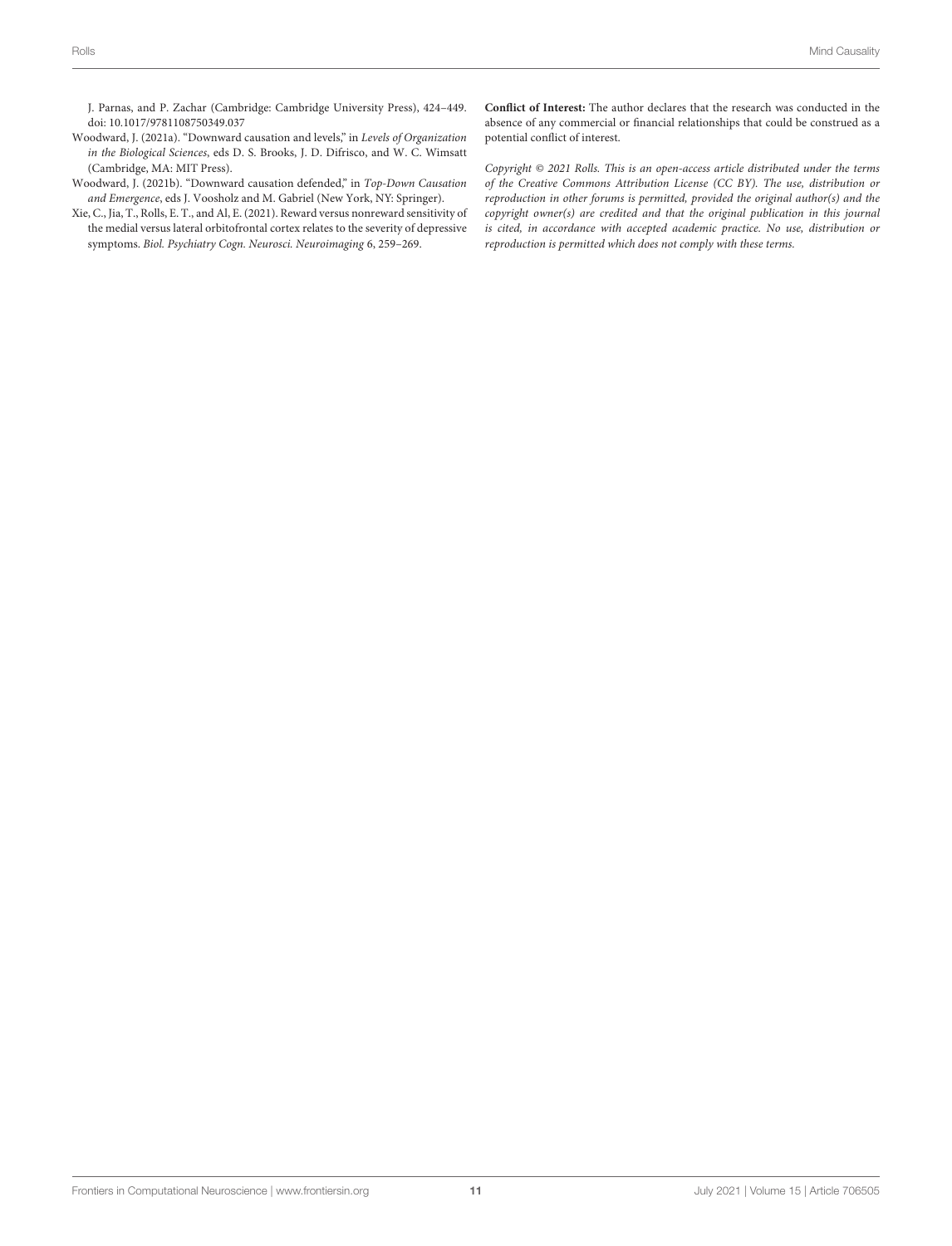J. Parnas, and P. Zachar (Cambridge: Cambridge University Press), 424–449. doi: 10.1017/9781108750349.037

Woodward, J. (2021a). "Downward causation and levels," in *Levels of Organization in the Biological Sciences*, eds D. S. Brooks, J. D. Difrisco, and W. C. Wimsatt (Cambridge, MA: MIT Press).

Woodward, J. (2021b). "Downward causation defended," in *Top-Down Causation and Emergence*, eds J. Voosholz and M. Gabriel (New York, NY: Springer).

Xie, C., Jia, T., Rolls, E. T., and Al, E. (2021). Reward versus nonreward sensitivity of the medial versus lateral orbitofrontal cortex relates to the severity of depressive symptoms. *Biol. Psychiatry Cogn. Neurosci. Neuroimaging* 6, 259–269.

**Conflict of Interest:** The author declares that the research was conducted in the absence of any commercial or financial relationships that could be construed as a potential conflict of interest.

*Copyright © 2021 Rolls. This is an open-access article distributed under the terms of the Creative Commons Attribution License (CC BY). The use, distribution or reproduction in other forums is permitted, provided the original author(s) and the copyright owner(s) are credited and that the original publication in this journal is cited, in accordance with accepted academic practice. No use, distribution or reproduction is permitted which does not comply with these terms.*